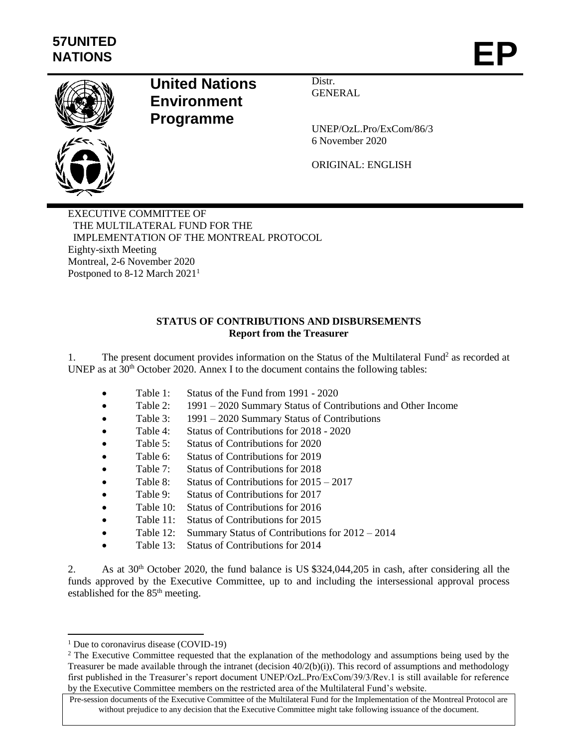57UNITED NATIONS

**EP**

**United Nations Environment Programme**

Distr.
GENERAL

UNEP/OzL.Pro/ExCom/86/3
6 November 2020

ORIGINAL: ENGLISH

EXECUTIVE COMMITTEE OF
THE MULTILATERAL FUND FOR THE
IMPLEMENTATION OF THE MONTREAL PROTOCOL
Eighty-sixth Meeting
Montreal, 2-6 November 2020
Postponed to 8-12 March 2021[1]

**STATUS OF CONTRIBUTIONS AND DISBURSEMENTS**
**Report from the Treasurer**

1. The present document provides information on the Status of the Multilateral Fund[2] as recorded at UNEP as at 30th October 2020. Annex I to the document contains the following tables:

- Table 1: Status of the Fund from 1991 - 2020
- Table 2: 1991 – 2020 Summary Status of Contributions and Other Income
- Table 3: 1991 – 2020 Summary Status of Contributions
- Table 4: Status of Contributions for 2018 - 2020
- Table 5: Status of Contributions for 2020
- Table 6: Status of Contributions for 2019
- Table 7: Status of Contributions for 2018
- Table 8: Status of Contributions for 2015 – 2017
- Table 9: Status of Contributions for 2017
- Table 10: Status of Contributions for 2016
- Table 11: Status of Contributions for 2015
- Table 12: Summary Status of Contributions for 2012 – 2014
- Table 13: Status of Contributions for 2014

2. As at 30th October 2020, the fund balance is US $324,044,205 in cash, after considering all the funds approved by the Executive Committee, up to and including the intersessional approval process established for the 85th meeting.

[1] Due to coronavirus disease (COVID-19)

[2] The Executive Committee requested that the explanation of the methodology and assumptions being used by the Treasurer be made available through the intranet (decision 40/2(b)(i)). This record of assumptions and methodology first published in the Treasurer's report document UNEP/OzL.Pro/ExCom/39/3/Rev.1 is still available for reference by the Executive Committee members on the restricted area of the Multilateral Fund's website.

Pre-session documents of the Executive Committee of the Multilateral Fund for the Implementation of the Montreal Protocol are without prejudice to any decision that the Executive Committee might take following issuance of the document.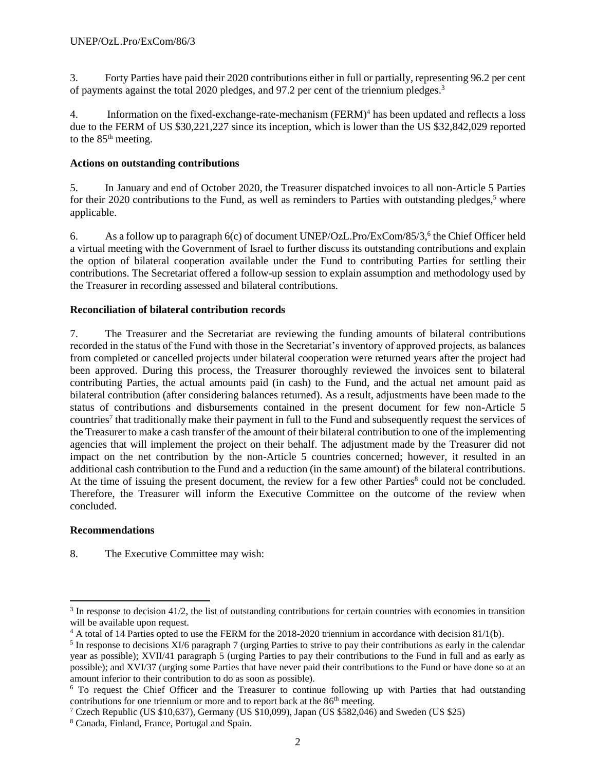3. Forty Parties have paid their 2020 contributions either in full or partially, representing 96.2 per cent of payments against the total 2020 pledges, and 97.2 per cent of the triennium pledges.[3]

4. Information on the fixed-exchange-rate-mechanism (FERM)[4] has been updated and reflects a loss due to the FERM of US $30,221,227 since its inception, which is lower than the US $32,842,029 reported to the 85th meeting.

**Actions on outstanding contributions**

5. In January and end of October 2020, the Treasurer dispatched invoices to all non-Article 5 Parties for their 2020 contributions to the Fund, as well as reminders to Parties with outstanding pledges,[5] where applicable.

6. As a follow up to paragraph 6(c) of document UNEP/OzL.Pro/ExCom/85/3,[6] the Chief Officer held a virtual meeting with the Government of Israel to further discuss its outstanding contributions and explain the option of bilateral cooperation available under the Fund to contributing Parties for settling their contributions. The Secretariat offered a follow-up session to explain assumption and methodology used by the Treasurer in recording assessed and bilateral contributions.

**Reconciliation of bilateral contribution records**

7. The Treasurer and the Secretariat are reviewing the funding amounts of bilateral contributions recorded in the status of the Fund with those in the Secretariat's inventory of approved projects, as balances from completed or cancelled projects under bilateral cooperation were returned years after the project had been approved. During this process, the Treasurer thoroughly reviewed the invoices sent to bilateral contributing Parties, the actual amounts paid (in cash) to the Fund, and the actual net amount paid as bilateral contribution (after considering balances returned). As a result, adjustments have been made to the status of contributions and disbursements contained in the present document for few non-Article 5 countries[7] that traditionally make their payment in full to the Fund and subsequently request the services of the Treasurer to make a cash transfer of the amount of their bilateral contribution to one of the implementing agencies that will implement the project on their behalf. The adjustment made by the Treasurer did not impact on the net contribution by the non-Article 5 countries concerned; however, it resulted in an additional cash contribution to the Fund and a reduction (in the same amount) of the bilateral contributions. At the time of issuing the present document, the review for a few other Parties[8] could not be concluded. Therefore, the Treasurer will inform the Executive Committee on the outcome of the review when concluded.

**Recommendations**

8. The Executive Committee may wish:

---

[3] In response to decision 41/2, the list of outstanding contributions for certain countries with economies in transition will be available upon request.

[4] A total of 14 Parties opted to use the FERM for the 2018-2020 triennium in accordance with decision 81/1(b).

[5] In response to decisions XI/6 paragraph 7 (urging Parties to strive to pay their contributions as early in the calendar year as possible); XVII/41 paragraph 5 (urging Parties to pay their contributions to the Fund in full and as early as possible); and XVI/37 (urging some Parties that have never paid their contributions to the Fund or have done so at an amount inferior to their contribution to do as soon as possible).

[6] To request the Chief Officer and the Treasurer to continue following up with Parties that had outstanding contributions for one triennium or more and to report back at the 86th meeting.

[7] Czech Republic (US $10,637), Germany (US $10,099), Japan (US $582,046) and Sweden (US $25)

[8] Canada, Finland, France, Portugal and Spain.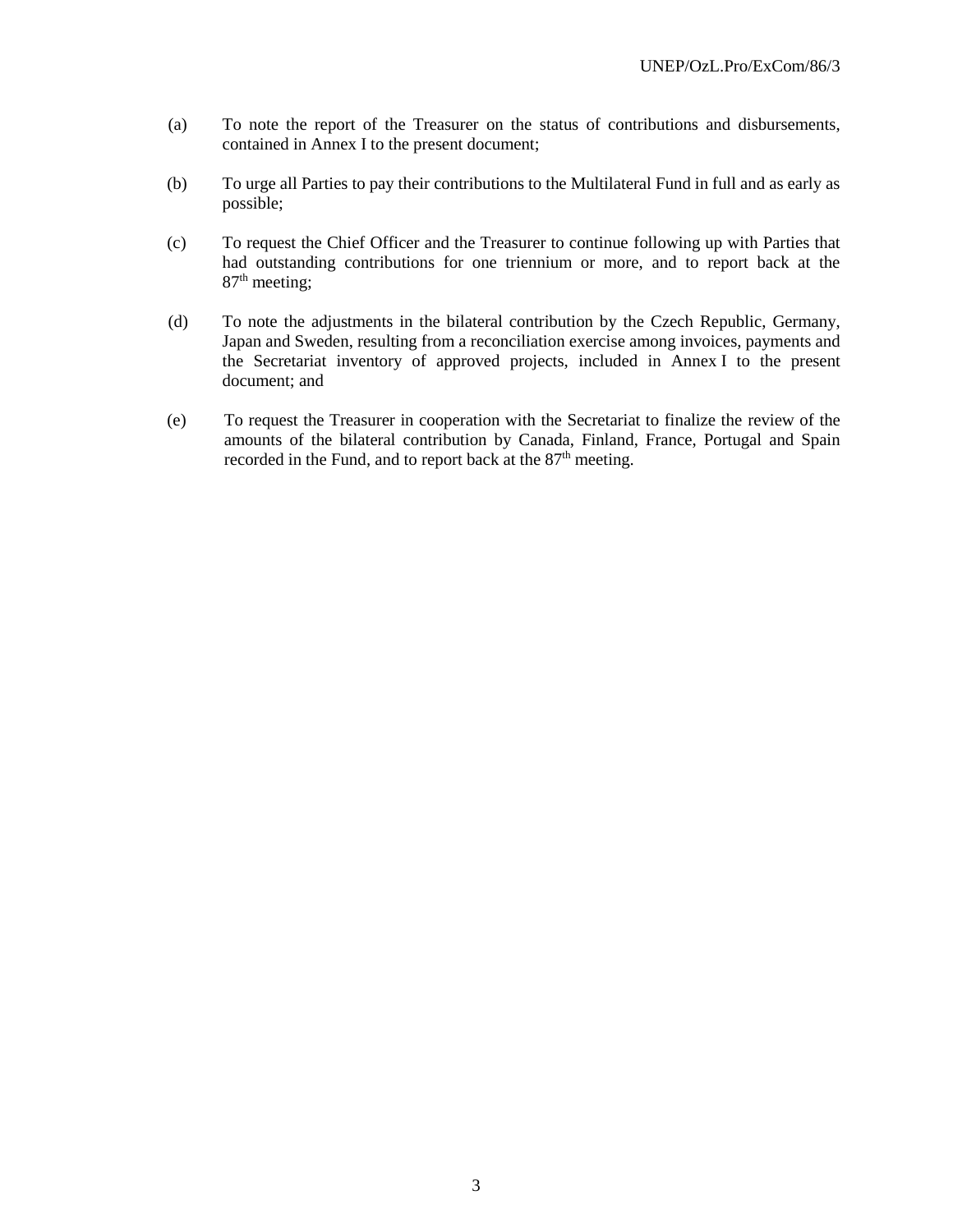(a) To note the report of the Treasurer on the status of contributions and disbursements, contained in Annex I to the present document;

(b) To urge all Parties to pay their contributions to the Multilateral Fund in full and as early as possible;

(c) To request the Chief Officer and the Treasurer to continue following up with Parties that had outstanding contributions for one triennium or more, and to report back at the 87th meeting;

(d) To note the adjustments in the bilateral contribution by the Czech Republic, Germany, Japan and Sweden, resulting from a reconciliation exercise among invoices, payments and the Secretariat inventory of approved projects, included in Annex I to the present document; and

(e) To request the Treasurer in cooperation with the Secretariat to finalize the review of the amounts of the bilateral contribution by Canada, Finland, France, Portugal and Spain recorded in the Fund, and to report back at the 87th meeting.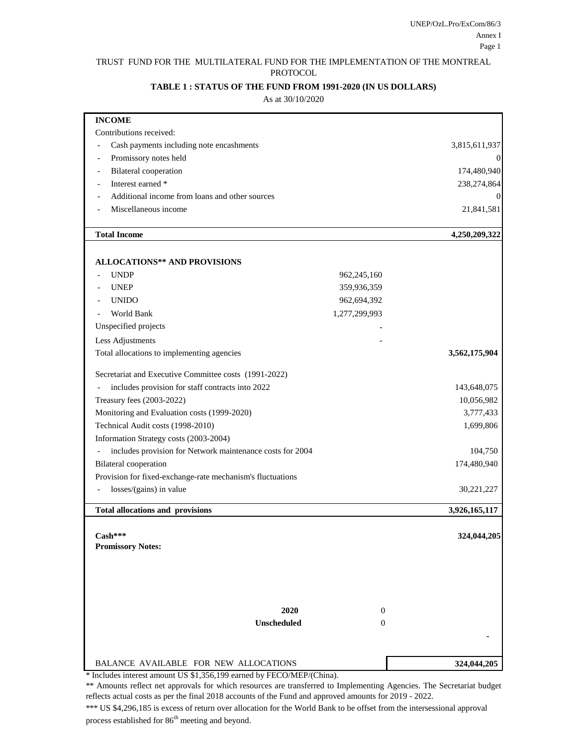TRUST FUND FOR THE MULTILATERAL FUND FOR THE IMPLEMENTATION OF THE MONTREAL PROTOCOL

**TABLE 1 : STATUS OF THE FUND FROM 1991-2020 (IN US DOLLARS)**

As at 30/10/2020

| | | |
|---|---|---|
| **INCOME** | | |
| Contributions received: | | |
| - Cash payments including note encashments | | 3,815,611,937 |
| - Promissory notes held | | 0 |
| - Bilateral cooperation | | 174,480,940 |
| - Interest earned * | | 238,274,864 |
| - Additional income from loans and other sources | | 0 |
| - Miscellaneous income | | 21,841,581 |
| **Total Income** | | **4,250,209,322** |
| **ALLOCATIONS** AND PROVISIONS** | | |
| - UNDP | 962,245,160 | |
| - UNEP | 359,936,359 | |
| - UNIDO | 962,694,392 | |
| - World Bank | 1,277,299,993 | |
| Unspecified projects | - | |
| Less Adjustments | - | |
| Total allocations to implementing agencies | | **3,562,175,904** |
| Secretariat and Executive Committee costs (1991-2022) | | |
| - includes provision for staff contracts into 2022 | | 143,648,075 |
| Treasury fees (2003-2022) | | 10,056,982 |
| Monitoring and Evaluation costs (1999-2020) | | 3,777,433 |
| Technical Audit costs (1998-2010) | | 1,699,806 |
| Information Strategy costs (2003-2004) | | |
| - includes provision for Network maintenance costs for 2004 | | 104,750 |
| Bilateral cooperation | | 174,480,940 |
| Provision for fixed-exchange-rate mechanism's fluctuations | | |
| - losses/(gains) in value | | 30,221,227 |
| **Total allocations and provisions** | | **3,926,165,117** |
| **Cash***** | | **324,044,205** |
| **Promissory Notes:** | | |
| **2020** | 0 | |
| **Unscheduled** | 0 | |
| | | - |
| BALANCE AVAILABLE FOR NEW ALLOCATIONS | | **324,044,205** |

\* Includes interest amount US $1,356,199 earned by FECO/MEP/(China).

** Amounts reflect net approvals for which resources are transferred to Implementing Agencies. The Secretariat budget reflects actual costs as per the final 2018 accounts of the Fund and approved amounts for 2019 - 2022.

*** US $4,296,185 is excess of return over allocation for the World Bank to be offset from the intersessional approval process established for 86th meeting and beyond.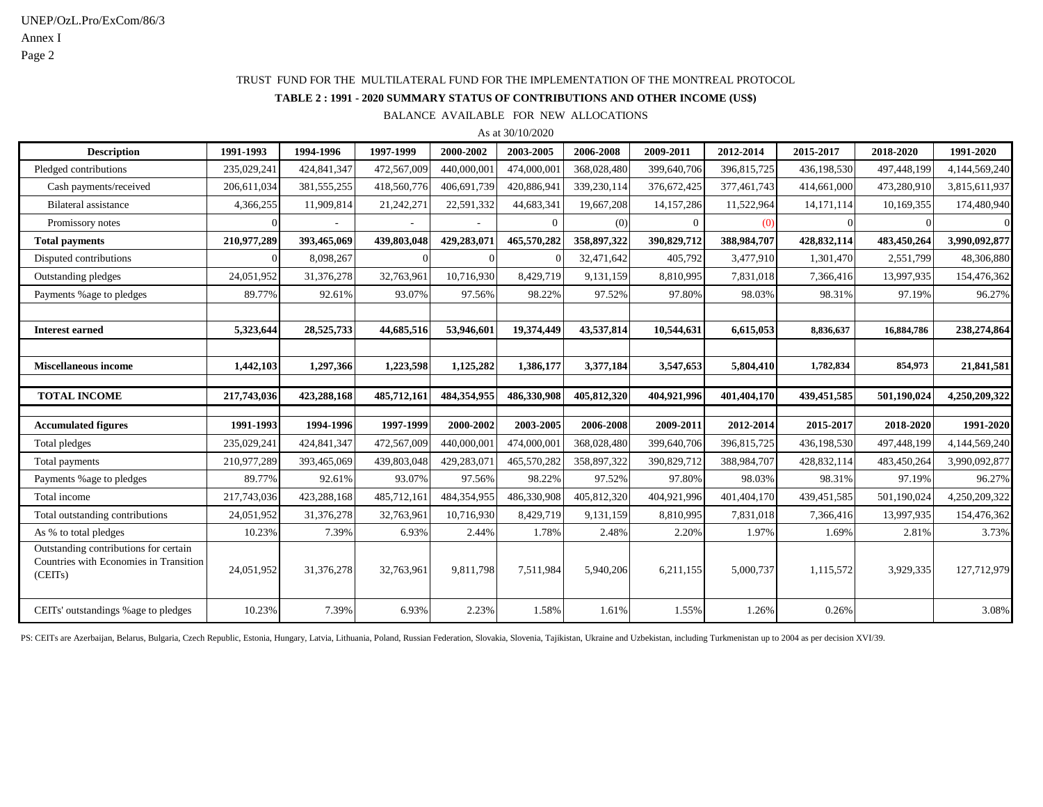TRUST FUND FOR THE MULTILATERAL FUND FOR THE IMPLEMENTATION OF THE MONTREAL PROTOCOL

**TABLE 2 : 1991 - 2020 SUMMARY STATUS OF CONTRIBUTIONS AND OTHER INCOME (US$)**

BALANCE AVAILABLE FOR NEW ALLOCATIONS

As at 30/10/2020

| Description | 1991-1993 | 1994-1996 | 1997-1999 | 2000-2002 | 2003-2005 | 2006-2008 | 2009-2011 | 2012-2014 | 2015-2017 | 2018-2020 | 1991-2020 |
|---|---|---|---|---|---|---|---|---|---|---|---|
| Pledged contributions | 235,029,241 | 424,841,347 | 472,567,009 | 440,000,001 | 474,000,001 | 368,028,480 | 399,640,706 | 396,815,725 | 436,198,530 | 497,448,199 | 4,144,569,240 |
| Cash payments/received | 206,611,034 | 381,555,255 | 418,560,776 | 406,691,739 | 420,886,941 | 339,230,114 | 376,672,425 | 377,461,743 | 414,661,000 | 473,280,910 | 3,815,611,937 |
| Bilateral assistance | 4,366,255 | 11,909,814 | 21,242,271 | 22,591,332 | 44,683,341 | 19,667,208 | 14,157,286 | 11,522,964 | 14,171,114 | 10,169,355 | 174,480,940 |
| Promissory notes | 0 | - | - | - | 0 | (0) | 0 | (0) | 0 | 0 | 0 |
| **Total payments** | **210,977,289** | **393,465,069** | **439,803,048** | **429,283,071** | **465,570,282** | **358,897,322** | **390,829,712** | **388,984,707** | **428,832,114** | **483,450,264** | **3,990,092,877** |
| Disputed contributions | 0 | 8,098,267 | 0 | 0 | 0 | 32,471,642 | 405,792 | 3,477,910 | 1,301,470 | 2,551,799 | 48,306,880 |
| Outstanding pledges | 24,051,952 | 31,376,278 | 32,763,961 | 10,716,930 | 8,429,719 | 9,131,159 | 8,810,995 | 7,831,018 | 7,366,416 | 13,997,935 | 154,476,362 |
| Payments %age to pledges | 89.77% | 92.61% | 93.07% | 97.56% | 98.22% | 97.52% | 97.80% | 98.03% | 98.31% | 97.19% | 96.27% |
| | | | | | | | | | | | |
| **Interest earned** | **5,323,644** | **28,525,733** | **44,685,516** | **53,946,601** | **19,374,449** | **43,537,814** | **10,544,631** | **6,615,053** | **8,836,637** | **16,884,786** | **238,274,864** |
| | | | | | | | | | | | |
| **Miscellaneous income** | **1,442,103** | **1,297,366** | **1,223,598** | **1,125,282** | **1,386,177** | **3,377,184** | **3,547,653** | **5,804,410** | **1,782,834** | **854,973** | **21,841,581** |
| | | | | | | | | | | | |
| **TOTAL INCOME** | **217,743,036** | **423,288,168** | **485,712,161** | **484,354,955** | **486,330,908** | **405,812,320** | **404,921,996** | **401,404,170** | **439,451,585** | **501,190,024** | **4,250,209,322** |
| | | | | | | | | | | | |
| **Accumulated figures** | **1991-1993** | **1994-1996** | **1997-1999** | **2000-2002** | **2003-2005** | **2006-2008** | **2009-2011** | **2012-2014** | **2015-2017** | **2018-2020** | **1991-2020** |
| Total pledges | 235,029,241 | 424,841,347 | 472,567,009 | 440,000,001 | 474,000,001 | 368,028,480 | 399,640,706 | 396,815,725 | 436,198,530 | 497,448,199 | 4,144,569,240 |
| Total payments | 210,977,289 | 393,465,069 | 439,803,048 | 429,283,071 | 465,570,282 | 358,897,322 | 390,829,712 | 388,984,707 | 428,832,114 | 483,450,264 | 3,990,092,877 |
| Payments %age to pledges | 89.77% | 92.61% | 93.07% | 97.56% | 98.22% | 97.52% | 97.80% | 98.03% | 98.31% | 97.19% | 96.27% |
| Total income | 217,743,036 | 423,288,168 | 485,712,161 | 484,354,955 | 486,330,908 | 405,812,320 | 404,921,996 | 401,404,170 | 439,451,585 | 501,190,024 | 4,250,209,322 |
| Total outstanding contributions | 24,051,952 | 31,376,278 | 32,763,961 | 10,716,930 | 8,429,719 | 9,131,159 | 8,810,995 | 7,831,018 | 7,366,416 | 13,997,935 | 154,476,362 |
| As % to total pledges | 10.23% | 7.39% | 6.93% | 2.44% | 1.78% | 2.48% | 2.20% | 1.97% | 1.69% | 2.81% | 3.73% |
| Outstanding contributions for certain Countries with Economies in Transition (CEITs) | 24,051,952 | 31,376,278 | 32,763,961 | 9,811,798 | 7,511,984 | 5,940,206 | 6,211,155 | 5,000,737 | 1,115,572 | 3,929,335 | 127,712,979 |
| CEITs' outstandings %age to pledges | 10.23% | 7.39% | 6.93% | 2.23% | 1.58% | 1.61% | 1.55% | 1.26% | 0.26% | | 3.08% |

PS: CEITs are Azerbaijan, Belarus, Bulgaria, Czech Republic, Estonia, Hungary, Latvia, Lithuania, Poland, Russian Federation, Slovakia, Slovenia, Tajikistan, Ukraine and Uzbekistan, including Turkmenistan up to 2004 as per decision XVI/39.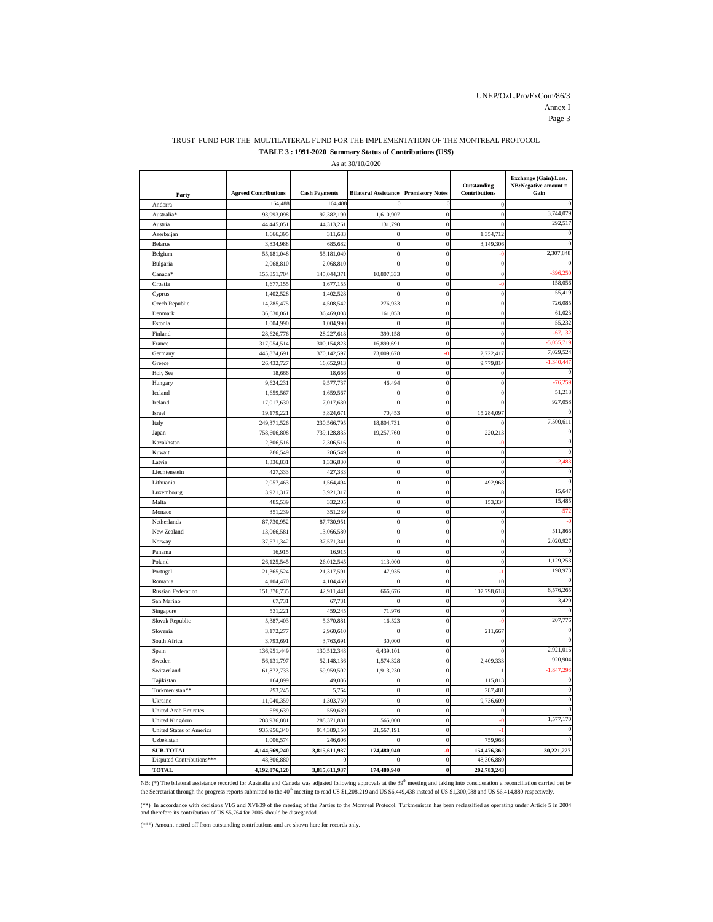TRUST FUND FOR THE MULTILATERAL FUND FOR THE IMPLEMENTATION OF THE MONTREAL PROTOCOL

**TABLE 3 : 1991-2020 Summary Status of Contributions (US$)**

As at 30/10/2020

| Party | Agreed Contributions | Cash Payments | Bilateral Assistance | Promissory Notes | Outstanding Contributions | Exchange (Gain)/Loss. NB:Negative amount = Gain |
|---|---|---|---|---|---|---|
| Andorra | 164,488 | 164,488 | 0 | 0 | 0 | 0 |
| Australia* | 93,993,098 | 92,382,190 | 1,610,907 | 0 | 0 | 3,744,079 |
| Austria | 44,445,051 | 44,313,261 | 131,790 | 0 | 0 | 292,517 |
| Azerbaijan | 1,666,395 | 311,683 | 0 | 0 | 1,354,712 | 0 |
| Belarus | 3,834,988 | 685,682 | 0 | 0 | 3,149,306 | 0 |
| Belgium | 55,181,048 | 55,181,049 | 0 | 0 | -0 | 2,307,848 |
| Bulgaria | 2,068,810 | 2,068,810 | 0 | 0 | 0 | 0 |
| Canada* | 155,851,704 | 145,044,371 | 10,807,333 | 0 | 0 | -396,250 |
| Croatia | 1,677,155 | 1,677,155 | 0 | 0 | -0 | 158,056 |
| Cyprus | 1,402,528 | 1,402,528 | 0 | 0 | 0 | 55,419 |
| Czech Republic | 14,785,475 | 14,508,542 | 276,933 | 0 | 0 | 726,085 |
| Denmark | 36,630,061 | 36,469,008 | 161,053 | 0 | 0 | 61,023 |
| Estonia | 1,004,990 | 1,004,990 | 0 | 0 | 0 | 55,232 |
| Finland | 28,626,776 | 28,227,618 | 399,158 | 0 | 0 | -67,132 |
| France | 317,054,514 | 300,154,823 | 16,899,691 | 0 | 0 | -5,055,719 |
| Germany | 445,874,691 | 370,142,597 | 73,009,678 | -0 | 2,722,417 | 7,029,524 |
| Greece | 26,432,727 | 16,652,913 | 0 | 0 | 9,779,814 | -1,340,447 |
| Holy See | 18,666 | 18,666 | 0 | 0 | 0 | 0 |
| Hungary | 9,624,231 | 9,577,737 | 46,494 | 0 | 0 | -76,259 |
| Iceland | 1,659,567 | 1,659,567 | 0 | 0 | 0 | 51,218 |
| Ireland | 17,017,630 | 17,017,630 | 0 | 0 | 0 | 927,058 |
| Israel | 19,179,221 | 3,824,671 | 70,453 | 0 | 15,284,097 | 0 |
| Italy | 249,371,526 | 230,566,795 | 18,804,731 | 0 | 0 | 7,500,611 |
| Japan | 758,606,808 | 739,128,835 | 19,257,760 | 0 | 220,213 | 0 |
| Kazakhstan | 2,306,516 | 2,306,516 | 0 | 0 | -0 | 0 |
| Kuwait | 286,549 | 286,549 | 0 | 0 | 0 | 0 |
| Latvia | 1,336,831 | 1,336,830 | 0 | 0 | 0 | -2,483 |
| Liechtenstein | 427,333 | 427,333 | 0 | 0 | 0 | 0 |
| Lithuania | 2,057,463 | 1,564,494 | 0 | 0 | 492,968 | 0 |
| Luxembourg | 3,921,317 | 3,921,317 | 0 | 0 | 0 | 15,647 |
| Malta | 485,539 | 332,205 | 0 | 0 | 153,334 | 15,485 |
| Monaco | 351,239 | 351,239 | 0 | 0 | 0 | -572 |
| Netherlands | 87,730,952 | 87,730,951 | 0 | 0 | 0 | -0 |
| New Zealand | 13,066,581 | 13,066,580 | 0 | 0 | 0 | 511,866 |
| Norway | 37,571,342 | 37,571,341 | 0 | 0 | 0 | 2,020,927 |
| Panama | 16,915 | 16,915 | 0 | 0 | 0 | 0 |
| Poland | 26,125,545 | 26,012,545 | 113,000 | 0 | 0 | 1,129,253 |
| Portugal | 21,365,524 | 21,317,591 | 47,935 | 0 | -1 | 198,973 |
| Romania | 4,104,470 | 4,104,460 | 0 | 0 | 10 | 0 |
| Russian Federation | 151,376,735 | 42,911,441 | 666,676 | 0 | 107,798,618 | 6,576,265 |
| San Marino | 67,731 | 67,731 | 0 | 0 | 0 | 3,429 |
| Singapore | 531,221 | 459,245 | 71,976 | 0 | 0 | 0 |
| Slovak Republic | 5,387,403 | 5,370,881 | 16,523 | 0 | -0 | 207,776 |
| Slovenia | 3,172,277 | 2,960,610 | 0 | 0 | 211,667 | 0 |
| South Africa | 3,793,691 | 3,763,691 | 30,000 | 0 | 0 | 0 |
| Spain | 136,951,449 | 130,512,348 | 6,439,101 | 0 | 0 | 2,921,016 |
| Sweden | 56,131,797 | 52,148,136 | 1,574,328 | 0 | 2,409,333 | 920,904 |
| Switzerland | 61,872,733 | 59,959,502 | 1,913,230 | 0 | 1 | -1,847,293 |
| Tajikistan | 164,899 | 49,086 | 0 | 0 | 115,813 | 0 |
| Turkmenistan** | 293,245 | 5,764 | 0 | 0 | 287,481 | 0 |
| Ukraine | 11,040,359 | 1,303,750 | 0 | 0 | 9,736,609 | 0 |
| United Arab Emirates | 559,639 | 559,639 | 0 | 0 | 0 | 0 |
| United Kingdom | 288,936,881 | 288,371,881 | 565,000 | 0 | -0 | 1,577,170 |
| United States of America | 935,956,340 | 914,389,150 | 21,567,191 | 0 | -1 | 0 |
| Uzbekistan | 1,006,574 | 246,606 | 0 | 0 | 759,968 | 0 |
| **SUB-TOTAL** | **4,144,569,240** | **3,815,611,937** | **174,480,940** | **-0** | **154,476,362** | **30,221,227** |
| Disputed Contributions*** | 48,306,880 | 0 | 0 | 0 | 48,306,880 | |
| **TOTAL** | **4,192,876,120** | **3,815,611,937** | **174,480,940** | **0** | **202,783,243** | |

NB: (*) The bilateral assistance recorded for Australia and Canada was adjusted following approvals at the 39[th] meeting and taking into consideration a reconciliation carried out by the Secretariat through the progress reports submitted to the 40[th] meeting to read US $1,208,219 and US $6,449,438 instead of US $1,300,088 and US $6,414,880 respectively.

(**) In accordance with decisions VI/5 and XVI/39 of the meeting of the Parties to the Montreal Protocol, Turkmenistan has been reclassified as operating under Article 5 in 2004 and therefore its contribution of US $5,764 for 2005 should be disregarded.

(***) Amount netted off from outstanding contributions and are shown here for records only.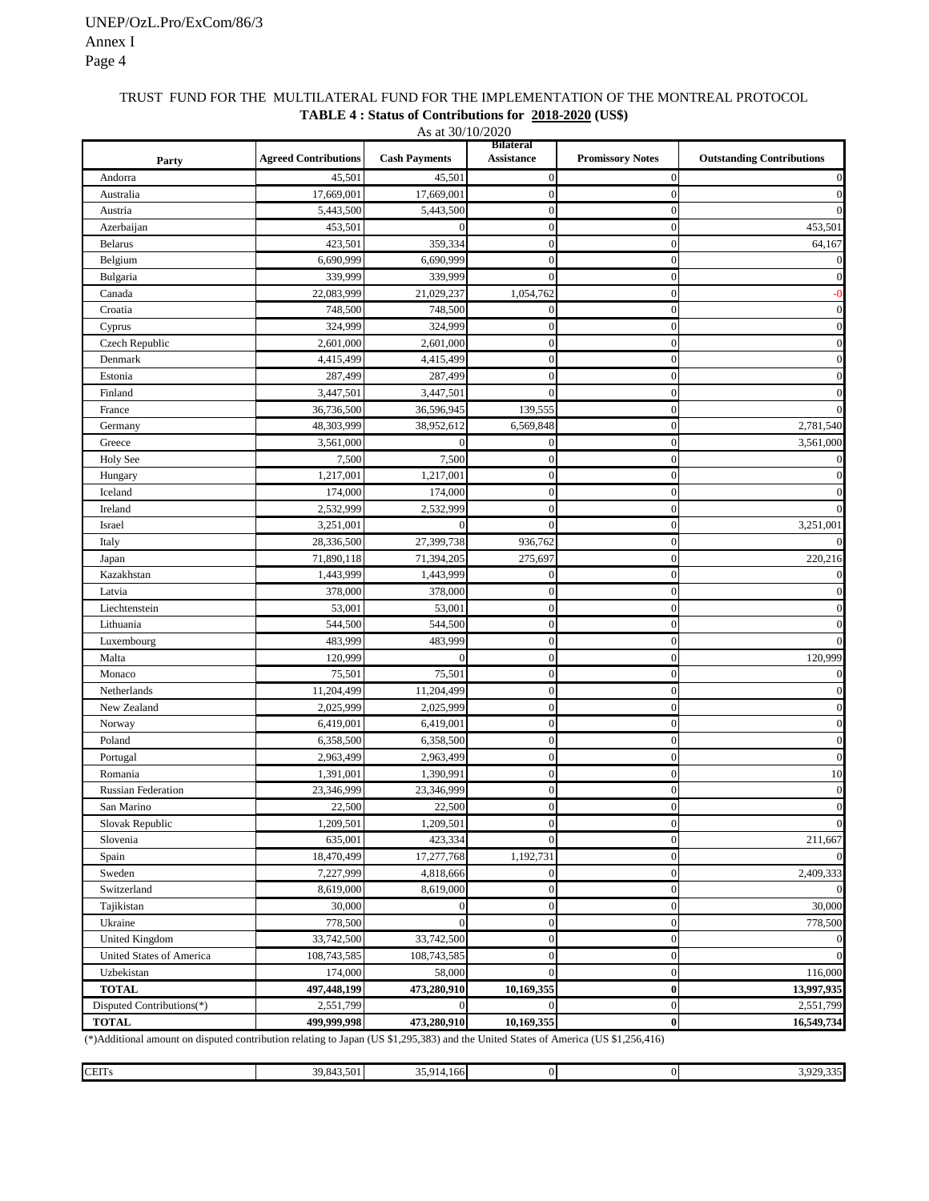TRUST FUND FOR THE MULTILATERAL FUND FOR THE IMPLEMENTATION OF THE MONTREAL PROTOCOL

**TABLE 4 : Status of Contributions for 2018-2020 (US$)**

As at 30/10/2020

| Party | Agreed Contributions | Cash Payments | Bilateral Assistance | Promissory Notes | Outstanding Contributions |
|---|---|---|---|---|---|
| Andorra | 45,501 | 45,501 | 0 | 0 | 0 |
| Australia | 17,669,001 | 17,669,001 | 0 | 0 | 0 |
| Austria | 5,443,500 | 5,443,500 | 0 | 0 | 0 |
| Azerbaijan | 453,501 | 0 | 0 | 0 | 453,501 |
| Belarus | 423,501 | 359,334 | 0 | 0 | 64,167 |
| Belgium | 6,690,999 | 6,690,999 | 0 | 0 | 0 |
| Bulgaria | 339,999 | 339,999 | 0 | 0 | 0 |
| Canada | 22,083,999 | 21,029,237 | 1,054,762 | 0 | -0 |
| Croatia | 748,500 | 748,500 | 0 | 0 | 0 |
| Cyprus | 324,999 | 324,999 | 0 | 0 | 0 |
| Czech Republic | 2,601,000 | 2,601,000 | 0 | 0 | 0 |
| Denmark | 4,415,499 | 4,415,499 | 0 | 0 | 0 |
| Estonia | 287,499 | 287,499 | 0 | 0 | 0 |
| Finland | 3,447,501 | 3,447,501 | 0 | 0 | 0 |
| France | 36,736,500 | 36,596,945 | 139,555 | 0 | 0 |
| Germany | 48,303,999 | 38,952,612 | 6,569,848 | 0 | 2,781,540 |
| Greece | 3,561,000 | 0 | 0 | 0 | 3,561,000 |
| Holy See | 7,500 | 7,500 | 0 | 0 | 0 |
| Hungary | 1,217,001 | 1,217,001 | 0 | 0 | 0 |
| Iceland | 174,000 | 174,000 | 0 | 0 | 0 |
| Ireland | 2,532,999 | 2,532,999 | 0 | 0 | 0 |
| Israel | 3,251,001 | 0 | 0 | 0 | 3,251,001 |
| Italy | 28,336,500 | 27,399,738 | 936,762 | 0 | 0 |
| Japan | 71,890,118 | 71,394,205 | 275,697 | 0 | 220,216 |
| Kazakhstan | 1,443,999 | 1,443,999 | 0 | 0 | 0 |
| Latvia | 378,000 | 378,000 | 0 | 0 | 0 |
| Liechtenstein | 53,001 | 53,001 | 0 | 0 | 0 |
| Lithuania | 544,500 | 544,500 | 0 | 0 | 0 |
| Luxembourg | 483,999 | 483,999 | 0 | 0 | 0 |
| Malta | 120,999 | 0 | 0 | 0 | 120,999 |
| Monaco | 75,501 | 75,501 | 0 | 0 | 0 |
| Netherlands | 11,204,499 | 11,204,499 | 0 | 0 | 0 |
| New Zealand | 2,025,999 | 2,025,999 | 0 | 0 | 0 |
| Norway | 6,419,001 | 6,419,001 | 0 | 0 | 0 |
| Poland | 6,358,500 | 6,358,500 | 0 | 0 | 0 |
| Portugal | 2,963,499 | 2,963,499 | 0 | 0 | 0 |
| Romania | 1,391,001 | 1,390,991 | 0 | 0 | 10 |
| Russian Federation | 23,346,999 | 23,346,999 | 0 | 0 | 0 |
| San Marino | 22,500 | 22,500 | 0 | 0 | 0 |
| Slovak Republic | 1,209,501 | 1,209,501 | 0 | 0 | 0 |
| Slovenia | 635,001 | 423,334 | 0 | 0 | 211,667 |
| Spain | 18,470,499 | 17,277,768 | 1,192,731 | 0 | 0 |
| Sweden | 7,227,999 | 4,818,666 | 0 | 0 | 2,409,333 |
| Switzerland | 8,619,000 | 8,619,000 | 0 | 0 | 0 |
| Tajikistan | 30,000 | 0 | 0 | 0 | 30,000 |
| Ukraine | 778,500 | 0 | 0 | 0 | 778,500 |
| United Kingdom | 33,742,500 | 33,742,500 | 0 | 0 | 0 |
| United States of America | 108,743,585 | 108,743,585 | 0 | 0 | 0 |
| Uzbekistan | 174,000 | 58,000 | 0 | 0 | 116,000 |
| **TOTAL** | **497,448,199** | **473,280,910** | **10,169,355** | **0** | **13,997,935** |
| Disputed Contributions(*) | 2,551,799 | 0 | 0 | 0 | 2,551,799 |
| **TOTAL** | **499,999,998** | **473,280,910** | **10,169,355** | **0** | **16,549,734** |

(*)Additional amount on disputed contribution relating to Japan (US $1,295,383) and the United States of America (US $1,256,416)

| CEITs | 39,843,501 | 35,914,166 | 0 | 0 | 3,929,335 |
|---|---|---|---|---|---|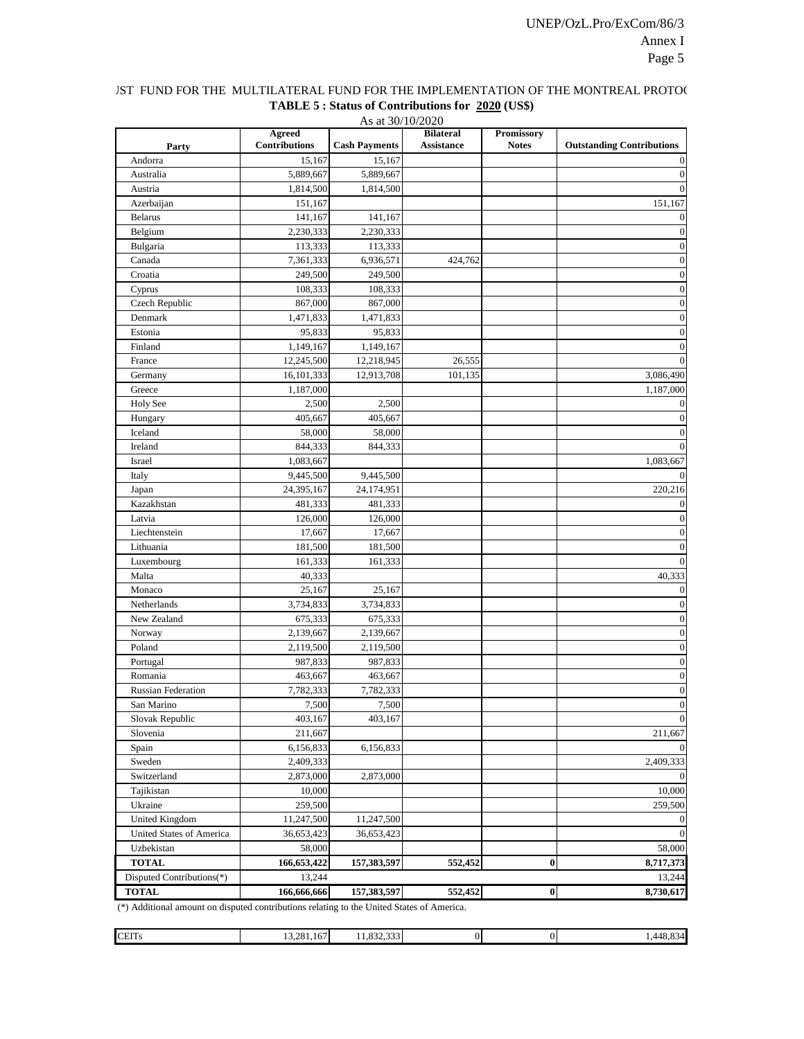JST FUND FOR THE MULTILATERAL FUND FOR THE IMPLEMENTATION OF THE MONTREAL PROTOC

**TABLE 5 : Status of Contributions for 2020 (US$)**

As at 30/10/2020

| Party | Agreed Contributions | Cash Payments | Bilateral Assistance | Promissory Notes | Outstanding Contributions |
|---|---|---|---|---|---|
| Andorra | 15,167 | 15,167 | | | 0 |
| Australia | 5,889,667 | 5,889,667 | | | 0 |
| Austria | 1,814,500 | 1,814,500 | | | 0 |
| Azerbaijan | 151,167 | | | | 151,167 |
| Belarus | 141,167 | 141,167 | | | 0 |
| Belgium | 2,230,333 | 2,230,333 | | | 0 |
| Bulgaria | 113,333 | 113,333 | | | 0 |
| Canada | 7,361,333 | 6,936,571 | 424,762 | | 0 |
| Croatia | 249,500 | 249,500 | | | 0 |
| Cyprus | 108,333 | 108,333 | | | 0 |
| Czech Republic | 867,000 | 867,000 | | | 0 |
| Denmark | 1,471,833 | 1,471,833 | | | 0 |
| Estonia | 95,833 | 95,833 | | | 0 |
| Finland | 1,149,167 | 1,149,167 | | | 0 |
| France | 12,245,500 | 12,218,945 | 26,555 | | 0 |
| Germany | 16,101,333 | 12,913,708 | 101,135 | | 3,086,490 |
| Greece | 1,187,000 | | | | 1,187,000 |
| Holy See | 2,500 | 2,500 | | | 0 |
| Hungary | 405,667 | 405,667 | | | 0 |
| Iceland | 58,000 | 58,000 | | | 0 |
| Ireland | 844,333 | 844,333 | | | 0 |
| Israel | 1,083,667 | | | | 1,083,667 |
| Italy | 9,445,500 | 9,445,500 | | | 0 |
| Japan | 24,395,167 | 24,174,951 | | | 220,216 |
| Kazakhstan | 481,333 | 481,333 | | | 0 |
| Latvia | 126,000 | 126,000 | | | 0 |
| Liechtenstein | 17,667 | 17,667 | | | 0 |
| Lithuania | 181,500 | 181,500 | | | 0 |
| Luxembourg | 161,333 | 161,333 | | | 0 |
| Malta | 40,333 | | | | 40,333 |
| Monaco | 25,167 | 25,167 | | | 0 |
| Netherlands | 3,734,833 | 3,734,833 | | | 0 |
| New Zealand | 675,333 | 675,333 | | | 0 |
| Norway | 2,139,667 | 2,139,667 | | | 0 |
| Poland | 2,119,500 | 2,119,500 | | | 0 |
| Portugal | 987,833 | 987,833 | | | 0 |
| Romania | 463,667 | 463,667 | | | 0 |
| Russian Federation | 7,782,333 | 7,782,333 | | | 0 |
| San Marino | 7,500 | 7,500 | | | 0 |
| Slovak Republic | 403,167 | 403,167 | | | 0 |
| Slovenia | 211,667 | | | | 211,667 |
| Spain | 6,156,833 | 6,156,833 | | | 0 |
| Sweden | 2,409,333 | | | | 2,409,333 |
| Switzerland | 2,873,000 | 2,873,000 | | | 0 |
| Tajikistan | 10,000 | | | | 10,000 |
| Ukraine | 259,500 | | | | 259,500 |
| United Kingdom | 11,247,500 | 11,247,500 | | | 0 |
| United States of America | 36,653,423 | 36,653,423 | | | 0 |
| Uzbekistan | 58,000 | | | | 58,000 |
| **TOTAL** | **166,653,422** | **157,383,597** | **552,452** | **0** | **8,717,373** |
| Disputed Contributions(*) | 13,244 | | | | 13,244 |
| **TOTAL** | **166,666,666** | **157,383,597** | **552,452** | **0** | **8,730,617** |

(*) Additional amount on disputed contributions relating to the United States of America.

| CEITs | 13,281,167 | 11,832,333 | 0 | 0 | 1,448,834 |
|---|---|---|---|---|---|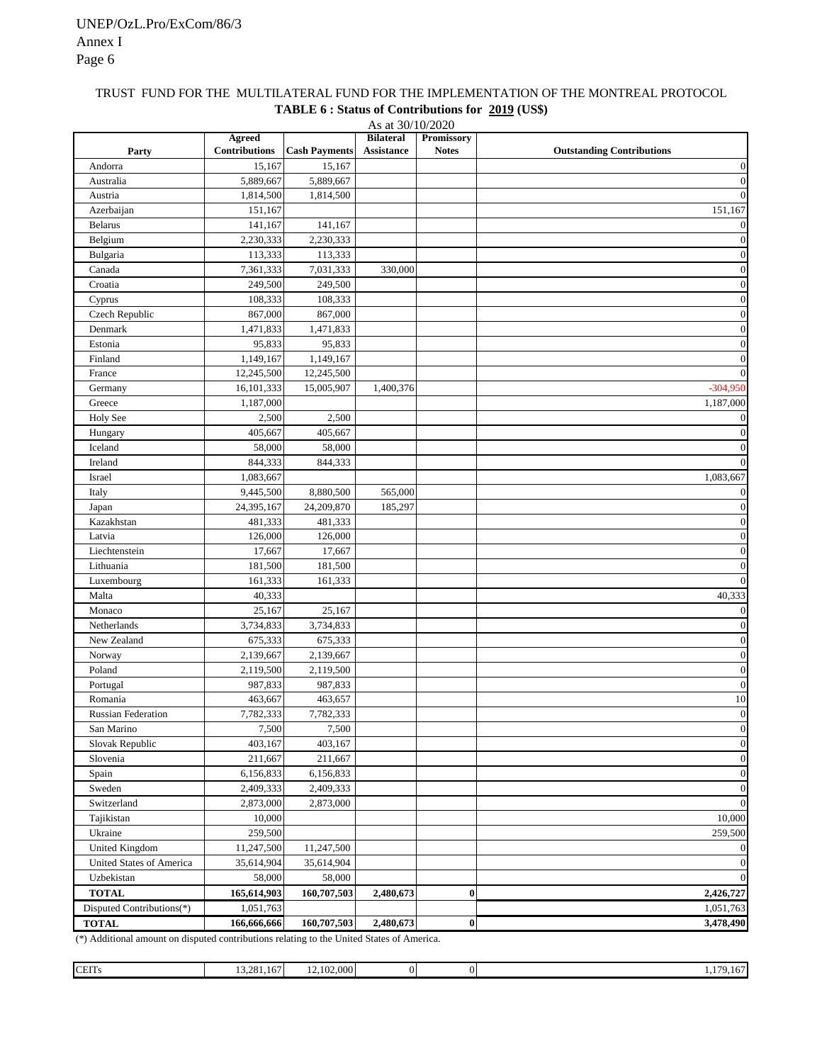TRUST FUND FOR THE MULTILATERAL FUND FOR THE IMPLEMENTATION OF THE MONTREAL PROTOCOL

**TABLE 6 : Status of Contributions for 2019 (US$)**

As at 30/10/2020

| Party | Agreed Contributions | Cash Payments | Bilateral Assistance | Promissory Notes | Outstanding Contributions |
|---|---|---|---|---|---|
| Andorra | 15,167 | 15,167 | | | 0 |
| Australia | 5,889,667 | 5,889,667 | | | 0 |
| Austria | 1,814,500 | 1,814,500 | | | 0 |
| Azerbaijan | 151,167 | | | | 151,167 |
| Belarus | 141,167 | 141,167 | | | 0 |
| Belgium | 2,230,333 | 2,230,333 | | | 0 |
| Bulgaria | 113,333 | 113,333 | | | 0 |
| Canada | 7,361,333 | 7,031,333 | 330,000 | | 0 |
| Croatia | 249,500 | 249,500 | | | 0 |
| Cyprus | 108,333 | 108,333 | | | 0 |
| Czech Republic | 867,000 | 867,000 | | | 0 |
| Denmark | 1,471,833 | 1,471,833 | | | 0 |
| Estonia | 95,833 | 95,833 | | | 0 |
| Finland | 1,149,167 | 1,149,167 | | | 0 |
| France | 12,245,500 | 12,245,500 | | | 0 |
| Germany | 16,101,333 | 15,005,907 | 1,400,376 | | -304,950 |
| Greece | 1,187,000 | | | | 1,187,000 |
| Holy See | 2,500 | 2,500 | | | 0 |
| Hungary | 405,667 | 405,667 | | | 0 |
| Iceland | 58,000 | 58,000 | | | 0 |
| Ireland | 844,333 | 844,333 | | | 0 |
| Israel | 1,083,667 | | | | 1,083,667 |
| Italy | 9,445,500 | 8,880,500 | 565,000 | | 0 |
| Japan | 24,395,167 | 24,209,870 | 185,297 | | 0 |
| Kazakhstan | 481,333 | 481,333 | | | 0 |
| Latvia | 126,000 | 126,000 | | | 0 |
| Liechtenstein | 17,667 | 17,667 | | | 0 |
| Lithuania | 181,500 | 181,500 | | | 0 |
| Luxembourg | 161,333 | 161,333 | | | 0 |
| Malta | 40,333 | | | | 40,333 |
| Monaco | 25,167 | 25,167 | | | 0 |
| Netherlands | 3,734,833 | 3,734,833 | | | 0 |
| New Zealand | 675,333 | 675,333 | | | 0 |
| Norway | 2,139,667 | 2,139,667 | | | 0 |
| Poland | 2,119,500 | 2,119,500 | | | 0 |
| Portugal | 987,833 | 987,833 | | | 0 |
| Romania | 463,667 | 463,657 | | | 10 |
| Russian Federation | 7,782,333 | 7,782,333 | | | 0 |
| San Marino | 7,500 | 7,500 | | | 0 |
| Slovak Republic | 403,167 | 403,167 | | | 0 |
| Slovenia | 211,667 | 211,667 | | | 0 |
| Spain | 6,156,833 | 6,156,833 | | | 0 |
| Sweden | 2,409,333 | 2,409,333 | | | 0 |
| Switzerland | 2,873,000 | 2,873,000 | | | 0 |
| Tajikistan | 10,000 | | | | 10,000 |
| Ukraine | 259,500 | | | | 259,500 |
| United Kingdom | 11,247,500 | 11,247,500 | | | 0 |
| United States of America | 35,614,904 | 35,614,904 | | | 0 |
| Uzbekistan | 58,000 | 58,000 | | | 0 |
| **TOTAL** | **165,614,903** | **160,707,503** | **2,480,673** | **0** | **2,426,727** |
| Disputed Contributions(*) | 1,051,763 | | | | 1,051,763 |
| **TOTAL** | **166,666,666** | **160,707,503** | **2,480,673** | **0** | **3,478,490** |

(*) Additional amount on disputed contributions relating to the United States of America.

| | | | | | |
|---|---|---|---|---|---|
| CEITs | 13,281,167 | 12,102,000 | 0 | 0 | 1,179,167 |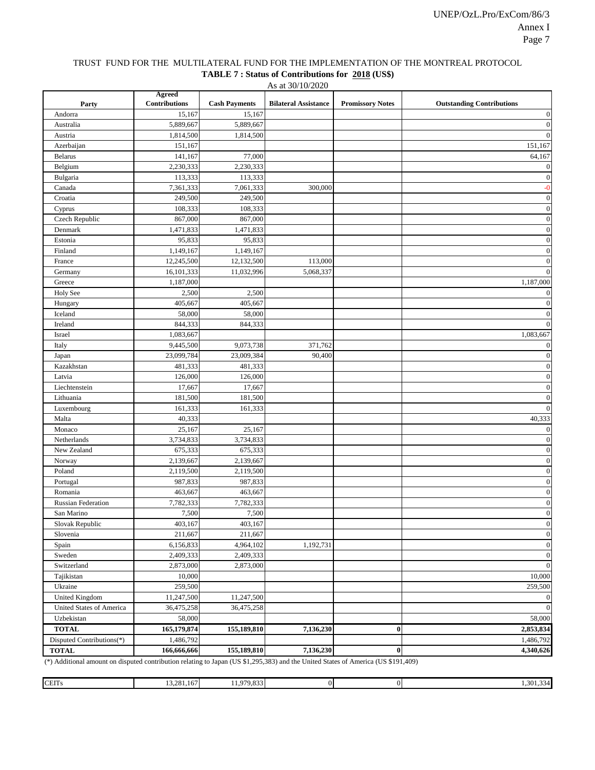TRUST FUND FOR THE MULTILATERAL FUND FOR THE IMPLEMENTATION OF THE MONTREAL PROTOCOL

**TABLE 7 : Status of Contributions for 2018 (US$)**

As at 30/10/2020

| Party | Agreed Contributions | Cash Payments | Bilateral Assistance | Promissory Notes | Outstanding Contributions |
|---|---|---|---|---|---|
| Andorra | 15,167 | 15,167 | | | 0 |
| Australia | 5,889,667 | 5,889,667 | | | 0 |
| Austria | 1,814,500 | 1,814,500 | | | 0 |
| Azerbaijan | 151,167 | | | | 151,167 |
| Belarus | 141,167 | 77,000 | | | 64,167 |
| Belgium | 2,230,333 | 2,230,333 | | | 0 |
| Bulgaria | 113,333 | 113,333 | | | 0 |
| Canada | 7,361,333 | 7,061,333 | 300,000 | | -0 |
| Croatia | 249,500 | 249,500 | | | 0 |
| Cyprus | 108,333 | 108,333 | | | 0 |
| Czech Republic | 867,000 | 867,000 | | | 0 |
| Denmark | 1,471,833 | 1,471,833 | | | 0 |
| Estonia | 95,833 | 95,833 | | | 0 |
| Finland | 1,149,167 | 1,149,167 | | | 0 |
| France | 12,245,500 | 12,132,500 | 113,000 | | 0 |
| Germany | 16,101,333 | 11,032,996 | 5,068,337 | | 0 |
| Greece | 1,187,000 | | | | 1,187,000 |
| Holy See | 2,500 | 2,500 | | | 0 |
| Hungary | 405,667 | 405,667 | | | 0 |
| Iceland | 58,000 | 58,000 | | | 0 |
| Ireland | 844,333 | 844,333 | | | 0 |
| Israel | 1,083,667 | | | | 1,083,667 |
| Italy | 9,445,500 | 9,073,738 | 371,762 | | 0 |
| Japan | 23,099,784 | 23,009,384 | 90,400 | | 0 |
| Kazakhstan | 481,333 | 481,333 | | | 0 |
| Latvia | 126,000 | 126,000 | | | 0 |
| Liechtenstein | 17,667 | 17,667 | | | 0 |
| Lithuania | 181,500 | 181,500 | | | 0 |
| Luxembourg | 161,333 | 161,333 | | | 0 |
| Malta | 40,333 | | | | 40,333 |
| Monaco | 25,167 | 25,167 | | | 0 |
| Netherlands | 3,734,833 | 3,734,833 | | | 0 |
| New Zealand | 675,333 | 675,333 | | | 0 |
| Norway | 2,139,667 | 2,139,667 | | | 0 |
| Poland | 2,119,500 | 2,119,500 | | | 0 |
| Portugal | 987,833 | 987,833 | | | 0 |
| Romania | 463,667 | 463,667 | | | 0 |
| Russian Federation | 7,782,333 | 7,782,333 | | | 0 |
| San Marino | 7,500 | 7,500 | | | 0 |
| Slovak Republic | 403,167 | 403,167 | | | 0 |
| Slovenia | 211,667 | 211,667 | | | 0 |
| Spain | 6,156,833 | 4,964,102 | 1,192,731 | | 0 |
| Sweden | 2,409,333 | 2,409,333 | | | 0 |
| Switzerland | 2,873,000 | 2,873,000 | | | 0 |
| Tajikistan | 10,000 | | | | 10,000 |
| Ukraine | 259,500 | | | | 259,500 |
| United Kingdom | 11,247,500 | 11,247,500 | | | 0 |
| United States of America | 36,475,258 | 36,475,258 | | | 0 |
| Uzbekistan | 58,000 | | | | 58,000 |
| **TOTAL** | **165,179,874** | **155,189,810** | **7,136,230** | **0** | **2,853,834** |
| Disputed Contributions(*) | 1,486,792 | | | | 1,486,792 |
| **TOTAL** | **166,666,666** | **155,189,810** | **7,136,230** | **0** | **4,340,626** |

(*) Additional amount on disputed contribution relating to Japan (US $1,295,383) and the United States of America (US $191,409)

| CEITs | 13,281,167 | 11,979,833 | 0 | 0 | 1,301,334 |
|---|---|---|---|---|---|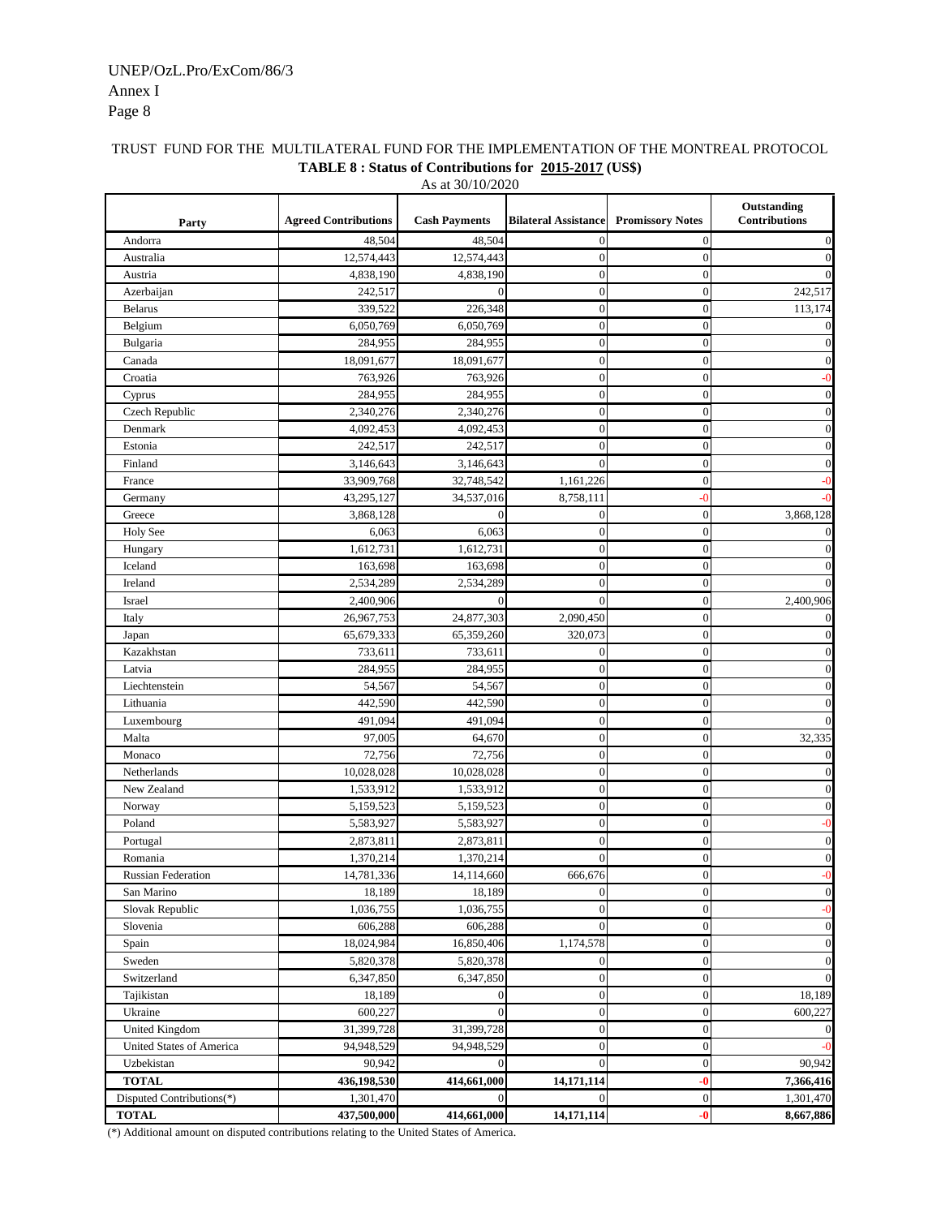TRUST FUND FOR THE MULTILATERAL FUND FOR THE IMPLEMENTATION OF THE MONTREAL PROTOCOL

**TABLE 8 : Status of Contributions for 2015-2017 (US$)**

As at 30/10/2020

| Party | Agreed Contributions | Cash Payments | Bilateral Assistance | Promissory Notes | Outstanding Contributions |
|---|---|---|---|---|---|
| Andorra | 48,504 | 48,504 | 0 | 0 | 0 |
| Australia | 12,574,443 | 12,574,443 | 0 | 0 | 0 |
| Austria | 4,838,190 | 4,838,190 | 0 | 0 | 0 |
| Azerbaijan | 242,517 | 0 | 0 | 0 | 242,517 |
| Belarus | 339,522 | 226,348 | 0 | 0 | 113,174 |
| Belgium | 6,050,769 | 6,050,769 | 0 | 0 | 0 |
| Bulgaria | 284,955 | 284,955 | 0 | 0 | 0 |
| Canada | 18,091,677 | 18,091,677 | 0 | 0 | 0 |
| Croatia | 763,926 | 763,926 | 0 | 0 | -0 |
| Cyprus | 284,955 | 284,955 | 0 | 0 | 0 |
| Czech Republic | 2,340,276 | 2,340,276 | 0 | 0 | 0 |
| Denmark | 4,092,453 | 4,092,453 | 0 | 0 | 0 |
| Estonia | 242,517 | 242,517 | 0 | 0 | 0 |
| Finland | 3,146,643 | 3,146,643 | 0 | 0 | 0 |
| France | 33,909,768 | 32,748,542 | 1,161,226 | 0 | -0 |
| Germany | 43,295,127 | 34,537,016 | 8,758,111 | -0 | -0 |
| Greece | 3,868,128 | 0 | 0 | 0 | 3,868,128 |
| Holy See | 6,063 | 6,063 | 0 | 0 | 0 |
| Hungary | 1,612,731 | 1,612,731 | 0 | 0 | 0 |
| Iceland | 163,698 | 163,698 | 0 | 0 | 0 |
| Ireland | 2,534,289 | 2,534,289 | 0 | 0 | 0 |
| Israel | 2,400,906 | 0 | 0 | 0 | 2,400,906 |
| Italy | 26,967,753 | 24,877,303 | 2,090,450 | 0 | 0 |
| Japan | 65,679,333 | 65,359,260 | 320,073 | 0 | 0 |
| Kazakhstan | 733,611 | 733,611 | 0 | 0 | 0 |
| Latvia | 284,955 | 284,955 | 0 | 0 | 0 |
| Liechtenstein | 54,567 | 54,567 | 0 | 0 | 0 |
| Lithuania | 442,590 | 442,590 | 0 | 0 | 0 |
| Luxembourg | 491,094 | 491,094 | 0 | 0 | 0 |
| Malta | 97,005 | 64,670 | 0 | 0 | 32,335 |
| Monaco | 72,756 | 72,756 | 0 | 0 | 0 |
| Netherlands | 10,028,028 | 10,028,028 | 0 | 0 | 0 |
| New Zealand | 1,533,912 | 1,533,912 | 0 | 0 | 0 |
| Norway | 5,159,523 | 5,159,523 | 0 | 0 | 0 |
| Poland | 5,583,927 | 5,583,927 | 0 | 0 | -0 |
| Portugal | 2,873,811 | 2,873,811 | 0 | 0 | 0 |
| Romania | 1,370,214 | 1,370,214 | 0 | 0 | 0 |
| Russian Federation | 14,781,336 | 14,114,660 | 666,676 | 0 | -0 |
| San Marino | 18,189 | 18,189 | 0 | 0 | 0 |
| Slovak Republic | 1,036,755 | 1,036,755 | 0 | 0 | -0 |
| Slovenia | 606,288 | 606,288 | 0 | 0 | 0 |
| Spain | 18,024,984 | 16,850,406 | 1,174,578 | 0 | 0 |
| Sweden | 5,820,378 | 5,820,378 | 0 | 0 | 0 |
| Switzerland | 6,347,850 | 6,347,850 | 0 | 0 | 0 |
| Tajikistan | 18,189 | 0 | 0 | 0 | 18,189 |
| Ukraine | 600,227 | 0 | 0 | 0 | 600,227 |
| United Kingdom | 31,399,728 | 31,399,728 | 0 | 0 | 0 |
| United States of America | 94,948,529 | 94,948,529 | 0 | 0 | -0 |
| Uzbekistan | 90,942 | 0 | 0 | 0 | 90,942 |
| **TOTAL** | **436,198,530** | **414,661,000** | **14,171,114** | **-0** | **7,366,416** |
| Disputed Contributions(*) | 1,301,470 | 0 | 0 | 0 | 1,301,470 |
| **TOTAL** | **437,500,000** | **414,661,000** | **14,171,114** | **-0** | **8,667,886** |

(*) Additional amount on disputed contributions relating to the United States of America.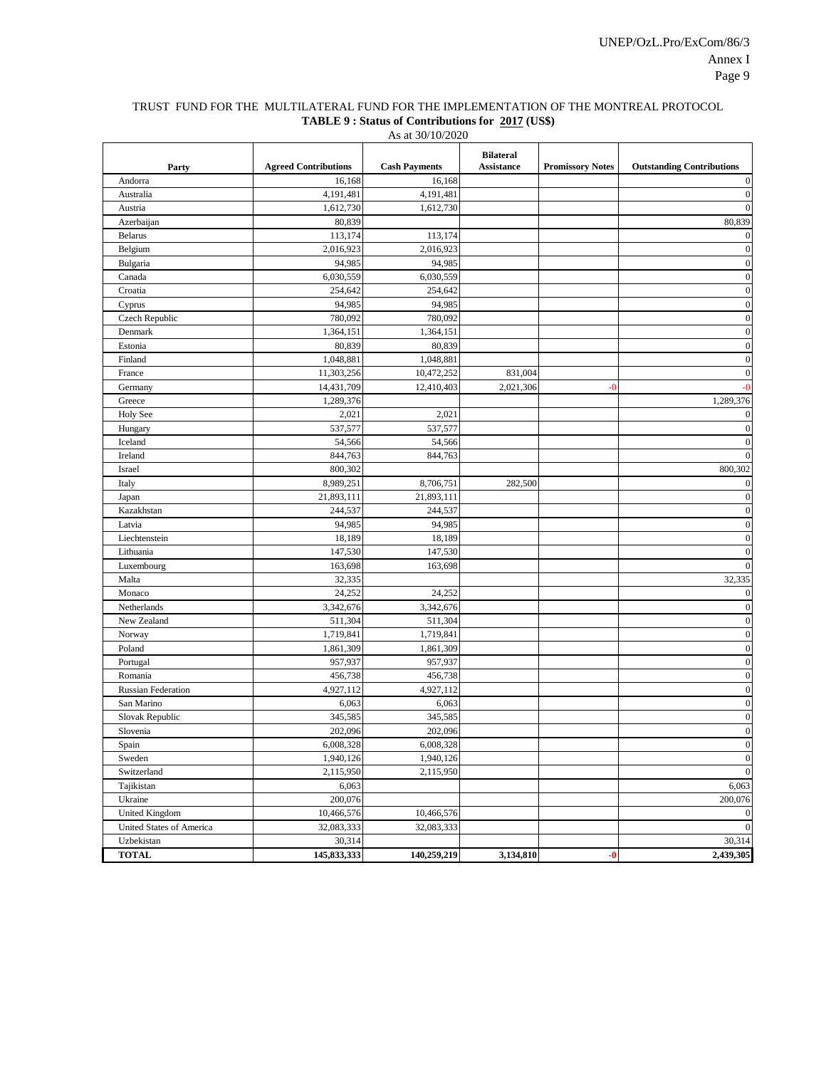TRUST FUND FOR THE MULTILATERAL FUND FOR THE IMPLEMENTATION OF THE MONTREAL PROTOCOL

**TABLE 9 : Status of Contributions for 2017 (US$)**

As at 30/10/2020

| Party | Agreed Contributions | Cash Payments | Bilateral Assistance | Promissory Notes | Outstanding Contributions |
|---|---|---|---|---|---|
| Andorra | 16,168 | 16,168 | | | 0 |
| Australia | 4,191,481 | 4,191,481 | | | 0 |
| Austria | 1,612,730 | 1,612,730 | | | 0 |
| Azerbaijan | 80,839 | | | | 80,839 |
| Belarus | 113,174 | 113,174 | | | 0 |
| Belgium | 2,016,923 | 2,016,923 | | | 0 |
| Bulgaria | 94,985 | 94,985 | | | 0 |
| Canada | 6,030,559 | 6,030,559 | | | 0 |
| Croatia | 254,642 | 254,642 | | | 0 |
| Cyprus | 94,985 | 94,985 | | | 0 |
| Czech Republic | 780,092 | 780,092 | | | 0 |
| Denmark | 1,364,151 | 1,364,151 | | | 0 |
| Estonia | 80,839 | 80,839 | | | 0 |
| Finland | 1,048,881 | 1,048,881 | | | 0 |
| France | 11,303,256 | 10,472,252 | 831,004 | | 0 |
| Germany | 14,431,709 | 12,410,403 | 2,021,306 | -0 | -0 |
| Greece | 1,289,376 | | | | 1,289,376 |
| Holy See | 2,021 | 2,021 | | | 0 |
| Hungary | 537,577 | 537,577 | | | 0 |
| Iceland | 54,566 | 54,566 | | | 0 |
| Ireland | 844,763 | 844,763 | | | 0 |
| Israel | 800,302 | | | | 800,302 |
| Italy | 8,989,251 | 8,706,751 | 282,500 | | 0 |
| Japan | 21,893,111 | 21,893,111 | | | 0 |
| Kazakhstan | 244,537 | 244,537 | | | 0 |
| Latvia | 94,985 | 94,985 | | | 0 |
| Liechtenstein | 18,189 | 18,189 | | | 0 |
| Lithuania | 147,530 | 147,530 | | | 0 |
| Luxembourg | 163,698 | 163,698 | | | 0 |
| Malta | 32,335 | | | | 32,335 |
| Monaco | 24,252 | 24,252 | | | 0 |
| Netherlands | 3,342,676 | 3,342,676 | | | 0 |
| New Zealand | 511,304 | 511,304 | | | 0 |
| Norway | 1,719,841 | 1,719,841 | | | 0 |
| Poland | 1,861,309 | 1,861,309 | | | 0 |
| Portugal | 957,937 | 957,937 | | | 0 |
| Romania | 456,738 | 456,738 | | | 0 |
| Russian Federation | 4,927,112 | 4,927,112 | | | 0 |
| San Marino | 6,063 | 6,063 | | | 0 |
| Slovak Republic | 345,585 | 345,585 | | | 0 |
| Slovenia | 202,096 | 202,096 | | | 0 |
| Spain | 6,008,328 | 6,008,328 | | | 0 |
| Sweden | 1,940,126 | 1,940,126 | | | 0 |
| Switzerland | 2,115,950 | 2,115,950 | | | 0 |
| Tajikistan | 6,063 | | | | 6,063 |
| Ukraine | 200,076 | | | | 200,076 |
| United Kingdom | 10,466,576 | 10,466,576 | | | 0 |
| United States of America | 32,083,333 | 32,083,333 | | | 0 |
| Uzbekistan | 30,314 | | | | 30,314 |
| **TOTAL** | **145,833,333** | **140,259,219** | **3,134,810** | **-0** | **2,439,305** |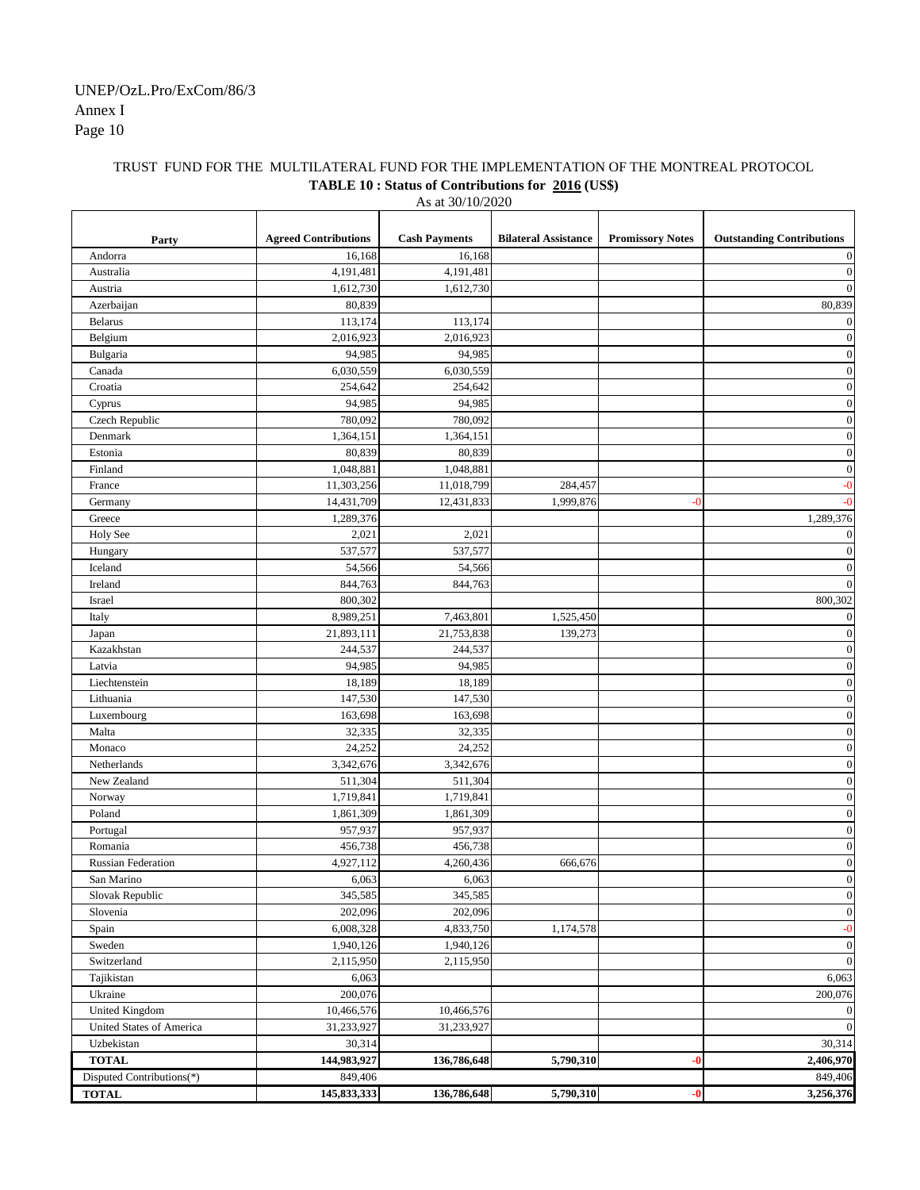TRUST FUND FOR THE MULTILATERAL FUND FOR THE IMPLEMENTATION OF THE MONTREAL PROTOCOL

**TABLE 10 : Status of Contributions for 2016 (US$)**

As at 30/10/2020

| Party | Agreed Contributions | Cash Payments | Bilateral Assistance | Promissory Notes | Outstanding Contributions |
|---|---|---|---|---|---|
| Andorra | 16,168 | 16,168 | | | 0 |
| Australia | 4,191,481 | 4,191,481 | | | 0 |
| Austria | 1,612,730 | 1,612,730 | | | 0 |
| Azerbaijan | 80,839 | | | | 80,839 |
| Belarus | 113,174 | 113,174 | | | 0 |
| Belgium | 2,016,923 | 2,016,923 | | | 0 |
| Bulgaria | 94,985 | 94,985 | | | 0 |
| Canada | 6,030,559 | 6,030,559 | | | 0 |
| Croatia | 254,642 | 254,642 | | | 0 |
| Cyprus | 94,985 | 94,985 | | | 0 |
| Czech Republic | 780,092 | 780,092 | | | 0 |
| Denmark | 1,364,151 | 1,364,151 | | | 0 |
| Estonia | 80,839 | 80,839 | | | 0 |
| Finland | 1,048,881 | 1,048,881 | | | 0 |
| France | 11,303,256 | 11,018,799 | 284,457 | | -0 |
| Germany | 14,431,709 | 12,431,833 | 1,999,876 | -0 | -0 |
| Greece | 1,289,376 | | | | 1,289,376 |
| Holy See | 2,021 | 2,021 | | | 0 |
| Hungary | 537,577 | 537,577 | | | 0 |
| Iceland | 54,566 | 54,566 | | | 0 |
| Ireland | 844,763 | 844,763 | | | 0 |
| Israel | 800,302 | | | | 800,302 |
| Italy | 8,989,251 | 7,463,801 | 1,525,450 | | 0 |
| Japan | 21,893,111 | 21,753,838 | 139,273 | | 0 |
| Kazakhstan | 244,537 | 244,537 | | | 0 |
| Latvia | 94,985 | 94,985 | | | 0 |
| Liechtenstein | 18,189 | 18,189 | | | 0 |
| Lithuania | 147,530 | 147,530 | | | 0 |
| Luxembourg | 163,698 | 163,698 | | | 0 |
| Malta | 32,335 | 32,335 | | | 0 |
| Monaco | 24,252 | 24,252 | | | 0 |
| Netherlands | 3,342,676 | 3,342,676 | | | 0 |
| New Zealand | 511,304 | 511,304 | | | 0 |
| Norway | 1,719,841 | 1,719,841 | | | 0 |
| Poland | 1,861,309 | 1,861,309 | | | 0 |
| Portugal | 957,937 | 957,937 | | | 0 |
| Romania | 456,738 | 456,738 | | | 0 |
| Russian Federation | 4,927,112 | 4,260,436 | 666,676 | | 0 |
| San Marino | 6,063 | 6,063 | | | 0 |
| Slovak Republic | 345,585 | 345,585 | | | 0 |
| Slovenia | 202,096 | 202,096 | | | 0 |
| Spain | 6,008,328 | 4,833,750 | 1,174,578 | | -0 |
| Sweden | 1,940,126 | 1,940,126 | | | 0 |
| Switzerland | 2,115,950 | 2,115,950 | | | 0 |
| Tajikistan | 6,063 | | | | 6,063 |
| Ukraine | 200,076 | | | | 200,076 |
| United Kingdom | 10,466,576 | 10,466,576 | | | 0 |
| United States of America | 31,233,927 | 31,233,927 | | | 0 |
| Uzbekistan | 30,314 | | | | 30,314 |
| **TOTAL** | **144,983,927** | **136,786,648** | **5,790,310** | **-0** | **2,406,970** |
| Disputed Contributions(*) | 849,406 | | | | 849,406 |
| **TOTAL** | **145,833,333** | **136,786,648** | **5,790,310** | **-0** | **3,256,376** |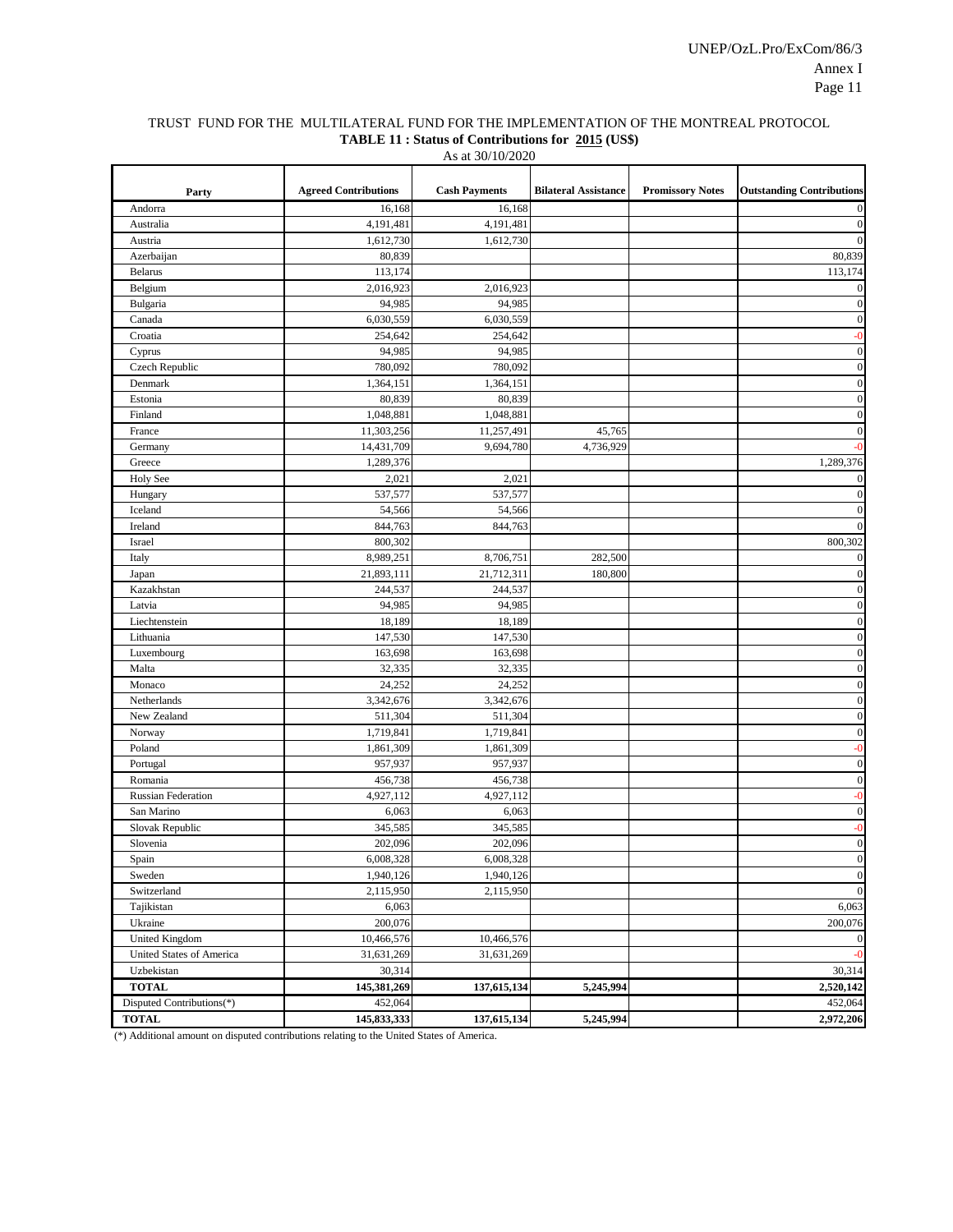TRUST FUND FOR THE MULTILATERAL FUND FOR THE IMPLEMENTATION OF THE MONTREAL PROTOCOL

**TABLE 11 : Status of Contributions for 2015 (US$)**

As at 30/10/2020

| Party | Agreed Contributions | Cash Payments | Bilateral Assistance | Promissory Notes | Outstanding Contributions |
|---|---|---|---|---|---|
| Andorra | 16,168 | 16,168 | | | 0 |
| Australia | 4,191,481 | 4,191,481 | | | 0 |
| Austria | 1,612,730 | 1,612,730 | | | 0 |
| Azerbaijan | 80,839 | | | | 80,839 |
| Belarus | 113,174 | | | | 113,174 |
| Belgium | 2,016,923 | 2,016,923 | | | 0 |
| Bulgaria | 94,985 | 94,985 | | | 0 |
| Canada | 6,030,559 | 6,030,559 | | | 0 |
| Croatia | 254,642 | 254,642 | | | -0 |
| Cyprus | 94,985 | 94,985 | | | 0 |
| Czech Republic | 780,092 | 780,092 | | | 0 |
| Denmark | 1,364,151 | 1,364,151 | | | 0 |
| Estonia | 80,839 | 80,839 | | | 0 |
| Finland | 1,048,881 | 1,048,881 | | | 0 |
| France | 11,303,256 | 11,257,491 | 45,765 | | 0 |
| Germany | 14,431,709 | 9,694,780 | 4,736,929 | | -0 |
| Greece | 1,289,376 | | | | 1,289,376 |
| Holy See | 2,021 | 2,021 | | | 0 |
| Hungary | 537,577 | 537,577 | | | 0 |
| Iceland | 54,566 | 54,566 | | | 0 |
| Ireland | 844,763 | 844,763 | | | 0 |
| Israel | 800,302 | | | | 800,302 |
| Italy | 8,989,251 | 8,706,751 | 282,500 | | 0 |
| Japan | 21,893,111 | 21,712,311 | 180,800 | | 0 |
| Kazakhstan | 244,537 | 244,537 | | | 0 |
| Latvia | 94,985 | 94,985 | | | 0 |
| Liechtenstein | 18,189 | 18,189 | | | 0 |
| Lithuania | 147,530 | 147,530 | | | 0 |
| Luxembourg | 163,698 | 163,698 | | | 0 |
| Malta | 32,335 | 32,335 | | | 0 |
| Monaco | 24,252 | 24,252 | | | 0 |
| Netherlands | 3,342,676 | 3,342,676 | | | 0 |
| New Zealand | 511,304 | 511,304 | | | 0 |
| Norway | 1,719,841 | 1,719,841 | | | 0 |
| Poland | 1,861,309 | 1,861,309 | | | -0 |
| Portugal | 957,937 | 957,937 | | | 0 |
| Romania | 456,738 | 456,738 | | | 0 |
| Russian Federation | 4,927,112 | 4,927,112 | | | -0 |
| San Marino | 6,063 | 6,063 | | | 0 |
| Slovak Republic | 345,585 | 345,585 | | | -0 |
| Slovenia | 202,096 | 202,096 | | | 0 |
| Spain | 6,008,328 | 6,008,328 | | | 0 |
| Sweden | 1,940,126 | 1,940,126 | | | 0 |
| Switzerland | 2,115,950 | 2,115,950 | | | 0 |
| Tajikistan | 6,063 | | | | 6,063 |
| Ukraine | 200,076 | | | | 200,076 |
| United Kingdom | 10,466,576 | 10,466,576 | | | 0 |
| United States of America | 31,631,269 | 31,631,269 | | | -0 |
| Uzbekistan | 30,314 | | | | 30,314 |
| **TOTAL** | **145,381,269** | **137,615,134** | **5,245,994** | | **2,520,142** |
| Disputed Contributions(*) | 452,064 | | | | 452,064 |
| **TOTAL** | **145,833,333** | **137,615,134** | **5,245,994** | | **2,972,206** |

(*) Additional amount on disputed contributions relating to the United States of America.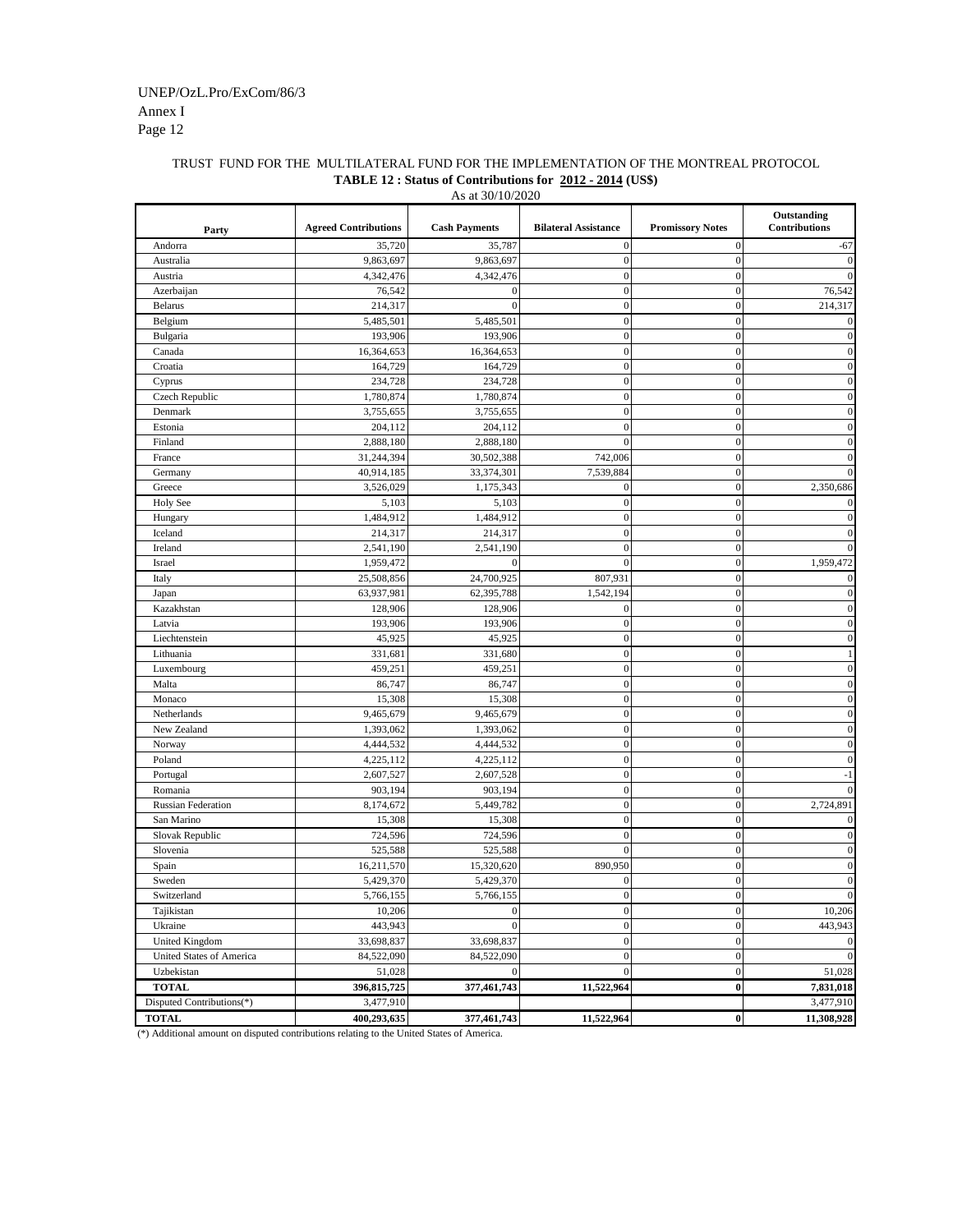TRUST FUND FOR THE MULTILATERAL FUND FOR THE IMPLEMENTATION OF THE MONTREAL PROTOCOL

**TABLE 12 : Status of Contributions for 2012 - 2014 (US$)**

As at 30/10/2020

| Party | Agreed Contributions | Cash Payments | Bilateral Assistance | Promissory Notes | Outstanding Contributions |
|---|---|---|---|---|---|
| Andorra | 35,720 | 35,787 | 0 | 0 | -67 |
| Australia | 9,863,697 | 9,863,697 | 0 | 0 | 0 |
| Austria | 4,342,476 | 4,342,476 | 0 | 0 | 0 |
| Azerbaijan | 76,542 | 0 | 0 | 0 | 76,542 |
| Belarus | 214,317 | 0 | 0 | 0 | 214,317 |
| Belgium | 5,485,501 | 5,485,501 | 0 | 0 | 0 |
| Bulgaria | 193,906 | 193,906 | 0 | 0 | 0 |
| Canada | 16,364,653 | 16,364,653 | 0 | 0 | 0 |
| Croatia | 164,729 | 164,729 | 0 | 0 | 0 |
| Cyprus | 234,728 | 234,728 | 0 | 0 | 0 |
| Czech Republic | 1,780,874 | 1,780,874 | 0 | 0 | 0 |
| Denmark | 3,755,655 | 3,755,655 | 0 | 0 | 0 |
| Estonia | 204,112 | 204,112 | 0 | 0 | 0 |
| Finland | 2,888,180 | 2,888,180 | 0 | 0 | 0 |
| France | 31,244,394 | 30,502,388 | 742,006 | 0 | 0 |
| Germany | 40,914,185 | 33,374,301 | 7,539,884 | 0 | 0 |
| Greece | 3,526,029 | 1,175,343 | 0 | 0 | 2,350,686 |
| Holy See | 5,103 | 5,103 | 0 | 0 | 0 |
| Hungary | 1,484,912 | 1,484,912 | 0 | 0 | 0 |
| Iceland | 214,317 | 214,317 | 0 | 0 | 0 |
| Ireland | 2,541,190 | 2,541,190 | 0 | 0 | 0 |
| Israel | 1,959,472 | 0 | 0 | 0 | 1,959,472 |
| Italy | 25,508,856 | 24,700,925 | 807,931 | 0 | 0 |
| Japan | 63,937,981 | 62,395,788 | 1,542,194 | 0 | 0 |
| Kazakhstan | 128,906 | 128,906 | 0 | 0 | 0 |
| Latvia | 193,906 | 193,906 | 0 | 0 | 0 |
| Liechtenstein | 45,925 | 45,925 | 0 | 0 | 0 |
| Lithuania | 331,681 | 331,680 | 0 | 0 | 1 |
| Luxembourg | 459,251 | 459,251 | 0 | 0 | 0 |
| Malta | 86,747 | 86,747 | 0 | 0 | 0 |
| Monaco | 15,308 | 15,308 | 0 | 0 | 0 |
| Netherlands | 9,465,679 | 9,465,679 | 0 | 0 | 0 |
| New Zealand | 1,393,062 | 1,393,062 | 0 | 0 | 0 |
| Norway | 4,444,532 | 4,444,532 | 0 | 0 | 0 |
| Poland | 4,225,112 | 4,225,112 | 0 | 0 | 0 |
| Portugal | 2,607,527 | 2,607,528 | 0 | 0 | -1 |
| Romania | 903,194 | 903,194 | 0 | 0 | 0 |
| Russian Federation | 8,174,672 | 5,449,782 | 0 | 0 | 2,724,891 |
| San Marino | 15,308 | 15,308 | 0 | 0 | 0 |
| Slovak Republic | 724,596 | 724,596 | 0 | 0 | 0 |
| Slovenia | 525,588 | 525,588 | 0 | 0 | 0 |
| Spain | 16,211,570 | 15,320,620 | 890,950 | 0 | 0 |
| Sweden | 5,429,370 | 5,429,370 | 0 | 0 | 0 |
| Switzerland | 5,766,155 | 5,766,155 | 0 | 0 | 0 |
| Tajikistan | 10,206 | 0 | 0 | 0 | 10,206 |
| Ukraine | 443,943 | 0 | 0 | 0 | 443,943 |
| United Kingdom | 33,698,837 | 33,698,837 | 0 | 0 | 0 |
| United States of America | 84,522,090 | 84,522,090 | 0 | 0 | 0 |
| Uzbekistan | 51,028 | 0 | 0 | 0 | 51,028 |
| **TOTAL** | **396,815,725** | **377,461,743** | **11,522,964** | **0** | **7,831,018** |
| Disputed Contributions(*) | 3,477,910 | | | | 3,477,910 |
| **TOTAL** | **400,293,635** | **377,461,743** | **11,522,964** | **0** | **11,308,928** |

(*) Additional amount on disputed contributions relating to the United States of America.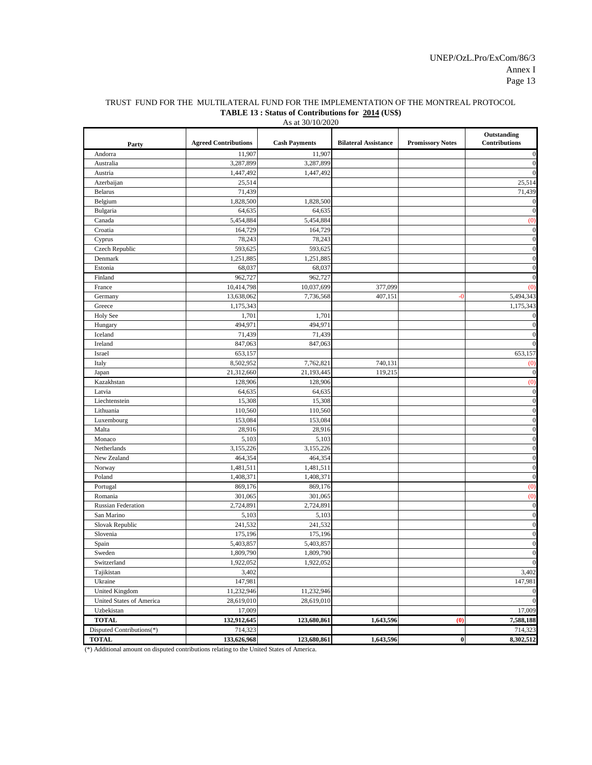TRUST FUND FOR THE MULTILATERAL FUND FOR THE IMPLEMENTATION OF THE MONTREAL PROTOCOL

**TABLE 13 : Status of Contributions for 2014 (US$)**

As at 30/10/2020

| Party | Agreed Contributions | Cash Payments | Bilateral Assistance | Promissory Notes | Outstanding Contributions |
|---|---|---|---|---|---|
| Andorra | 11,907 | 11,907 | | | 0 |
| Australia | 3,287,899 | 3,287,899 | | | 0 |
| Austria | 1,447,492 | 1,447,492 | | | 0 |
| Azerbaijan | 25,514 | | | | 25,514 |
| Belarus | 71,439 | | | | 71,439 |
| Belgium | 1,828,500 | 1,828,500 | | | 0 |
| Bulgaria | 64,635 | 64,635 | | | 0 |
| Canada | 5,454,884 | 5,454,884 | | | (0) |
| Croatia | 164,729 | 164,729 | | | 0 |
| Cyprus | 78,243 | 78,243 | | | 0 |
| Czech Republic | 593,625 | 593,625 | | | 0 |
| Denmark | 1,251,885 | 1,251,885 | | | 0 |
| Estonia | 68,037 | 68,037 | | | 0 |
| Finland | 962,727 | 962,727 | | | 0 |
| France | 10,414,798 | 10,037,699 | 377,099 | | (0) |
| Germany | 13,638,062 | 7,736,568 | 407,151 | -0 | 5,494,343 |
| Greece | 1,175,343 | | | | 1,175,343 |
| Holy See | 1,701 | 1,701 | | | 0 |
| Hungary | 494,971 | 494,971 | | | 0 |
| Iceland | 71,439 | 71,439 | | | 0 |
| Ireland | 847,063 | 847,063 | | | 0 |
| Israel | 653,157 | | | | 653,157 |
| Italy | 8,502,952 | 7,762,821 | 740,131 | | (0) |
| Japan | 21,312,660 | 21,193,445 | 119,215 | | 0 |
| Kazakhstan | 128,906 | 128,906 | | | (0) |
| Latvia | 64,635 | 64,635 | | | 0 |
| Liechtenstein | 15,308 | 15,308 | | | 0 |
| Lithuania | 110,560 | 110,560 | | | 0 |
| Luxembourg | 153,084 | 153,084 | | | 0 |
| Malta | 28,916 | 28,916 | | | 0 |
| Monaco | 5,103 | 5,103 | | | 0 |
| Netherlands | 3,155,226 | 3,155,226 | | | 0 |
| New Zealand | 464,354 | 464,354 | | | 0 |
| Norway | 1,481,511 | 1,481,511 | | | 0 |
| Poland | 1,408,371 | 1,408,371 | | | 0 |
| Portugal | 869,176 | 869,176 | | | (0) |
| Romania | 301,065 | 301,065 | | | (0) |
| Russian Federation | 2,724,891 | 2,724,891 | | | 0 |
| San Marino | 5,103 | 5,103 | | | 0 |
| Slovak Republic | 241,532 | 241,532 | | | 0 |
| Slovenia | 175,196 | 175,196 | | | 0 |
| Spain | 5,403,857 | 5,403,857 | | | 0 |
| Sweden | 1,809,790 | 1,809,790 | | | 0 |
| Switzerland | 1,922,052 | 1,922,052 | | | 0 |
| Tajikistan | 3,402 | | | | 3,402 |
| Ukraine | 147,981 | | | | 147,981 |
| United Kingdom | 11,232,946 | 11,232,946 | | | 0 |
| United States of America | 28,619,010 | 28,619,010 | | | 0 |
| Uzbekistan | 17,009 | | | | 17,009 |
| **TOTAL** | **132,912,645** | **123,680,861** | **1,643,596** | **(0)** | **7,588,188** |
| Disputed Contributions(*) | 714,323 | | | | 714,323 |
| **TOTAL** | **133,626,968** | **123,680,861** | **1,643,596** | **0** | **8,302,512** |

(*) Additional amount on disputed contributions relating to the United States of America.